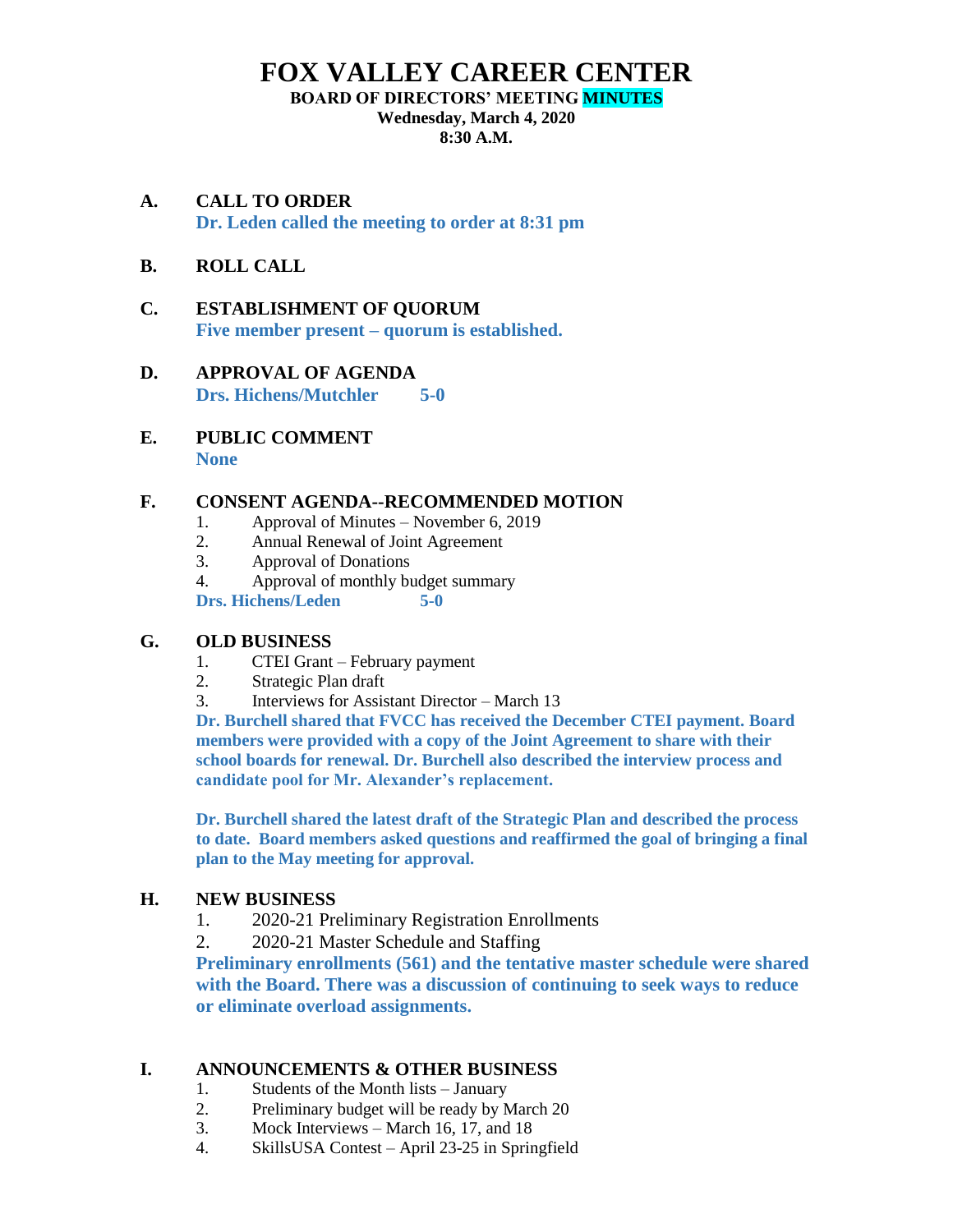# FOX VALLEY CAREER CENTER

**BOARD OF DIRECTORS' MEETING MINUTES**

**Wednesday, March 4, 2020**

**8:30 A.M.**

**A. CALL TO ORDER**

**Dr. Leden called the meeting to order at 8:31 pm**

**B. ROLL CALL**

**C. ESTABLISHMENT OF QUORUM**

**Five member present – quorum is established.**

**D. APPROVAL OF AGENDA**

**Drs. Hichens/Mutchler 5-0**

**E. PUBLIC COMMENT**

**None**

**F. CONSENT AGENDA--RECOMMENDED MOTION**

1. Approval of Minutes – November 6, 2019
2. Annual Renewal of Joint Agreement
3. Approval of Donations
4. Approval of monthly budget summary

**Drs. Hichens/Leden 5-0**

**G. OLD BUSINESS**

1. CTEI Grant – February payment
2. Strategic Plan draft
3. Interviews for Assistant Director – March 13

**Dr. Burchell shared that FVCC has received the December CTEI payment. Board members were provided with a copy of the Joint Agreement to share with their school boards for renewal. Dr. Burchell also described the interview process and candidate pool for Mr. Alexander's replacement.**

**Dr. Burchell shared the latest draft of the Strategic Plan and described the process to date. Board members asked questions and reaffirmed the goal of bringing a final plan to the May meeting for approval.**

**H. NEW BUSINESS**

1. 2020-21 Preliminary Registration Enrollments
2. 2020-21 Master Schedule and Staffing

**Preliminary enrollments (561) and the tentative master schedule were shared with the Board. There was a discussion of continuing to seek ways to reduce or eliminate overload assignments.**

**I. ANNOUNCEMENTS & OTHER BUSINESS**

1. Students of the Month lists – January
2. Preliminary budget will be ready by March 20
3. Mock Interviews – March 16, 17, and 18
4. SkillsUSA Contest – April 23-25 in Springfield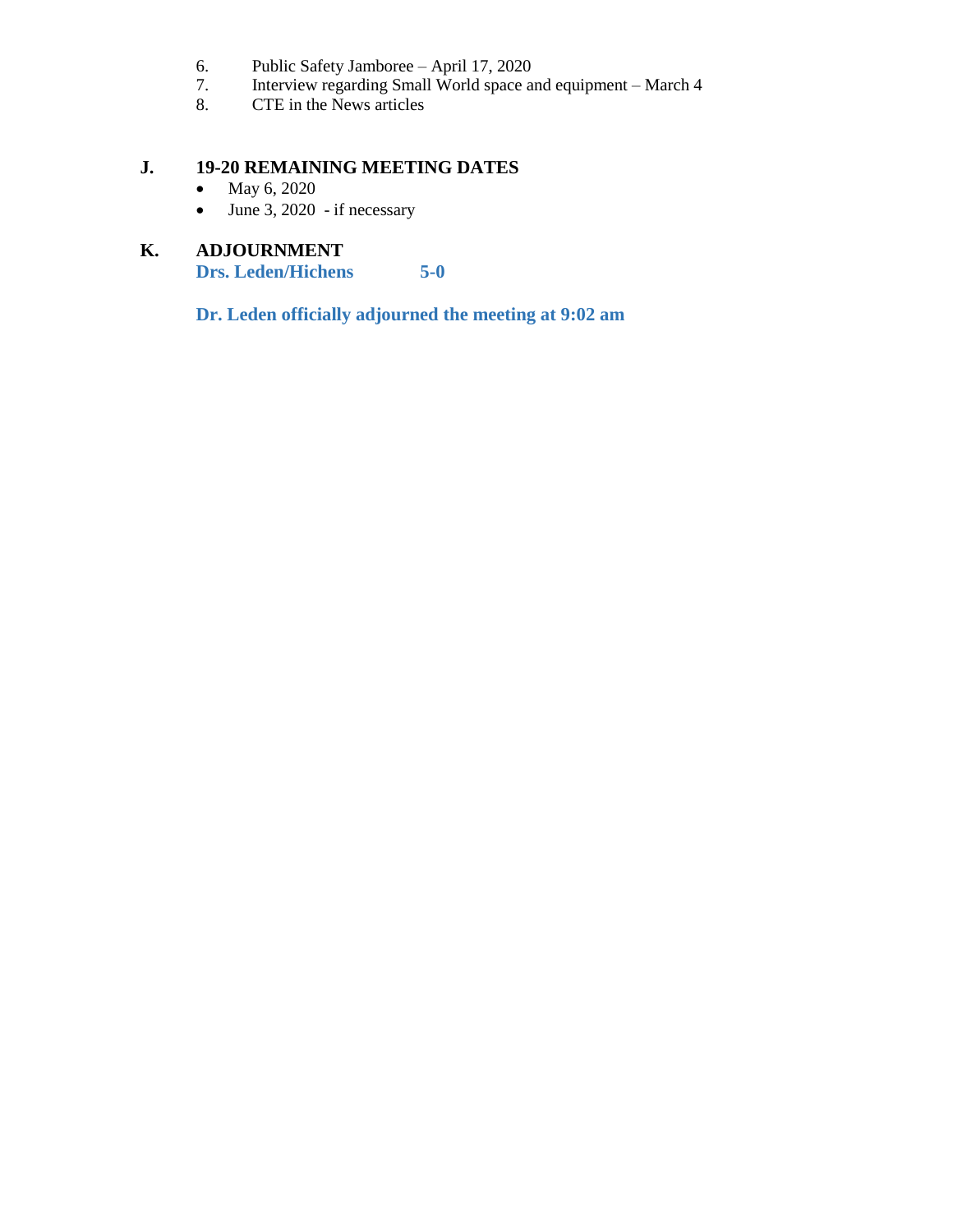6. Public Safety Jamboree – April 17, 2020
7. Interview regarding Small World space and equipment – March 4
8. CTE in the News articles

## J. 19-20 REMAINING MEETING DATES

- May 6, 2020
- June 3, 2020 - if necessary

## K. ADJOURNMENT

**Drs. Leden/Hichens 5-0**

**Dr. Leden officially adjourned the meeting at 9:02 am**